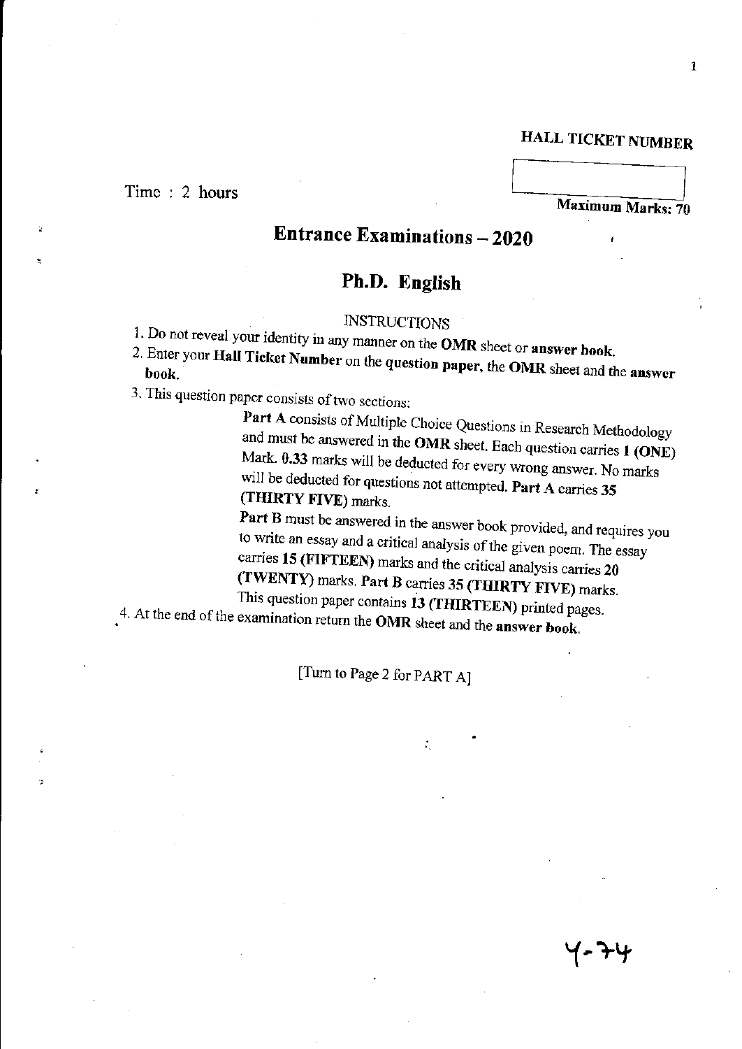**HALL TICKET NUMBER**

Time : 2 hours

**Maximum Marks: 70**

# Entrance Examinations – 2020

## Ph.D. English

INSTRUCTIONS

1. Do not reveal your identity in any manner on the **OMR** sheet or **answer book**.
2. Enter your **Hall Ticket Number** on the **question paper**, the **OMR** sheet and the **answer book**.
3. This question paper consists of two sections:

   **Part A** consists of Multiple Choice Questions in Research Methodology and must be answered in the **OMR** sheet. Each question carries **1 (ONE)** Mark. **0.33** marks will be deducted for every wrong answer. No marks will be deducted for questions not attempted. **Part A** carries **35 (THIRTY FIVE)** marks.

   **Part B** must be answered in the answer book provided, and requires you to write an essay and a critical analysis of the given poem. The essay carries **15 (FIFTEEN)** marks and the critical analysis carries **20 (TWENTY)** marks. **Part B** carries **35 (THIRTY FIVE)** marks.

   This question paper contains **13 (THIRTEEN)** printed pages.
4. At the end of the examination return the **OMR** sheet and the **answer book**.

[Turn to Page 2 for PART A]

Y-74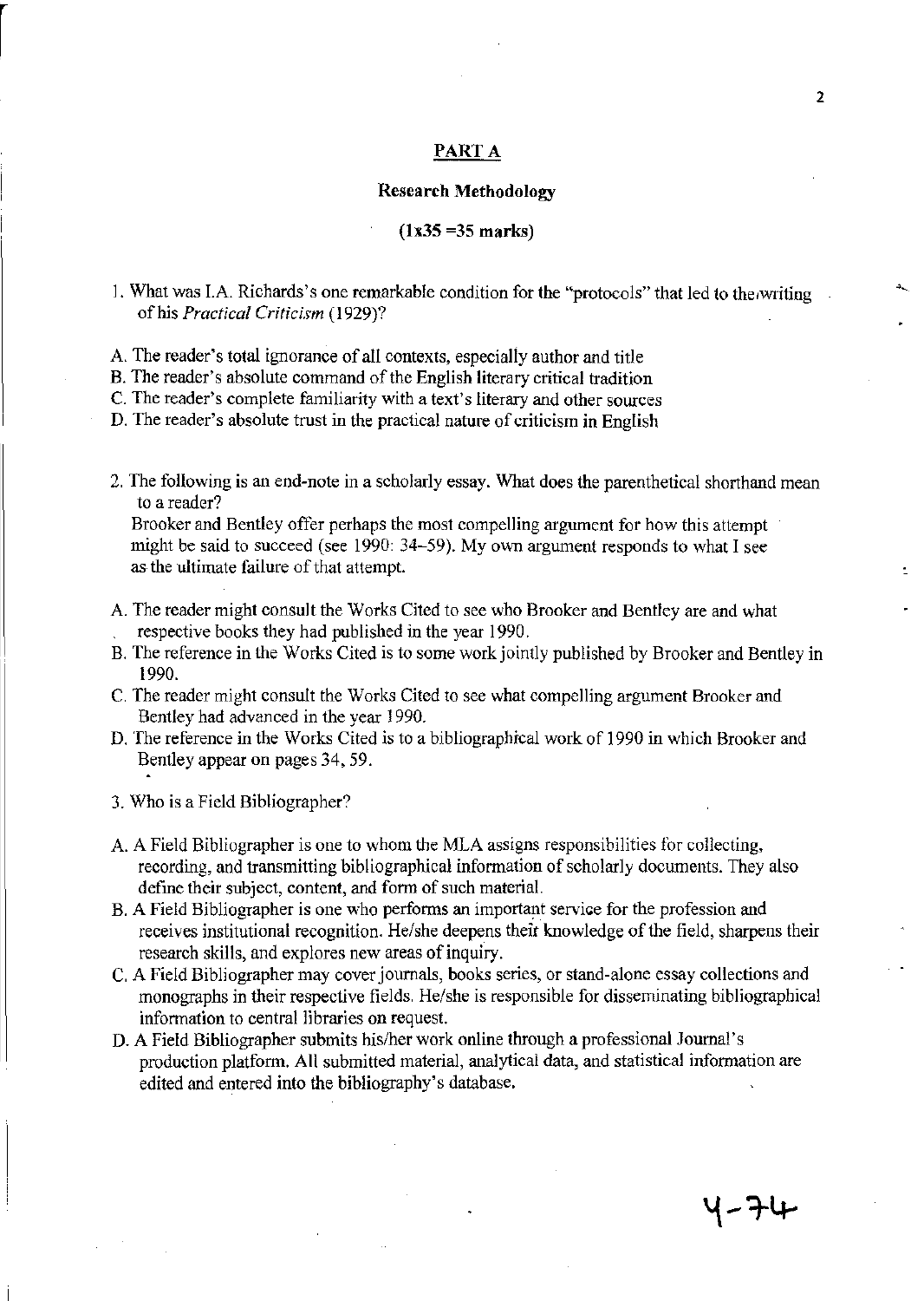## PART A

### Research Methodology

**(1x35 =35 marks)**

1. What was I.A. Richards's one remarkable condition for the "protocols" that led to the writing of his *Practical Criticism* (1929)?

A. The reader's total ignorance of all contexts, especially author and title
B. The reader's absolute command of the English literary critical tradition
C. The reader's complete familiarity with a text's literary and other sources
D. The reader's absolute trust in the practical nature of criticism in English

2. The following is an end-note in a scholarly essay. What does the parenthetical shorthand mean to a reader?

Brooker and Bentley offer perhaps the most compelling argument for how this attempt might be said to succeed (see 1990: 34–59). My own argument responds to what I see as the ultimate failure of that attempt.

A. The reader might consult the Works Cited to see who Brooker and Bentley are and what respective books they had published in the year 1990.
B. The reference in the Works Cited is to some work jointly published by Brooker and Bentley in 1990.
C. The reader might consult the Works Cited to see what compelling argument Brooker and Bentley had advanced in the year 1990.
D. The reference in the Works Cited is to a bibliographical work of 1990 in which Brooker and Bentley appear on pages 34, 59.

3. Who is a Field Bibliographer?

A. A Field Bibliographer is one to whom the MLA assigns responsibilities for collecting, recording, and transmitting bibliographical information of scholarly documents. They also define their subject, content, and form of such material.
B. A Field Bibliographer is one who performs an important service for the profession and receives institutional recognition. He/she deepens their knowledge of the field, sharpens their research skills, and explores new areas of inquiry.
C. A Field Bibliographer may cover journals, books series, or stand-alone essay collections and monographs in their respective fields. He/she is responsible for disseminating bibliographical information to central libraries on request.
D. A Field Bibliographer submits his/her work online through a professional Journal's production platform. All submitted material, analytical data, and statistical information are edited and entered into the bibliography's database.

4-74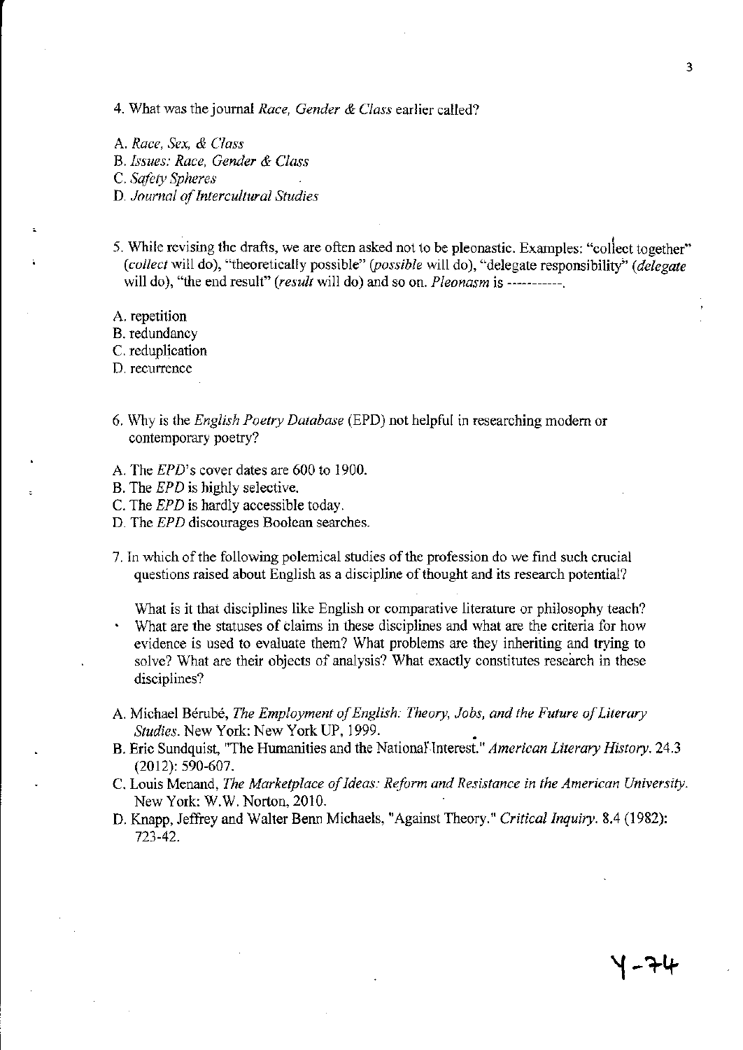4. What was the journal *Race, Gender & Class* earlier called?

A. *Race, Sex, & Class*
B. *Issues: Race, Gender & Class*
C. *Safety Spheres*
D. *Journal of Intercultural Studies*

5. While revising the drafts, we are often asked not to be pleonastic. Examples: "collect together" (*collect* will do), "theoretically possible" (*possible* will do), "delegate responsibility" (*delegate* will do), "the end result" (*result* will do) and so on. *Pleonasm* is -----------.

A. repetition
B. redundancy
C. reduplication
D. recurrence

6. Why is the *English Poetry Database* (EPD) not helpful in researching modern or contemporary poetry?

A. The *EPD*'s cover dates are 600 to 1900.
B. The *EPD* is highly selective.
C. The *EPD* is hardly accessible today.
D. The *EPD* discourages Boolean searches.

7. In which of the following polemical studies of the profession do we find such crucial questions raised about English as a discipline of thought and its research potential?

> What is it that disciplines like English or comparative literature or philosophy teach? What are the statuses of claims in these disciplines and what are the criteria for how evidence is used to evaluate them? What problems are they inheriting and trying to solve? What are their objects of analysis? What exactly constitutes research in these disciplines?

A. Michael Bérubé, *The Employment of English: Theory, Jobs, and the Future of Literary Studies*. New York: New York UP, 1999.
B. Eric Sundquist, "The Humanities and the National Interest." *American Literary History*. 24.3 (2012): 590-607.
C. Louis Menand, *The Marketplace of Ideas: Reform and Resistance in the American University*. New York: W.W. Norton, 2010.
D. Knapp, Jeffrey and Walter Benn Michaels, "Against Theory." *Critical Inquiry*. 8.4 (1982): 723-42.

Y-74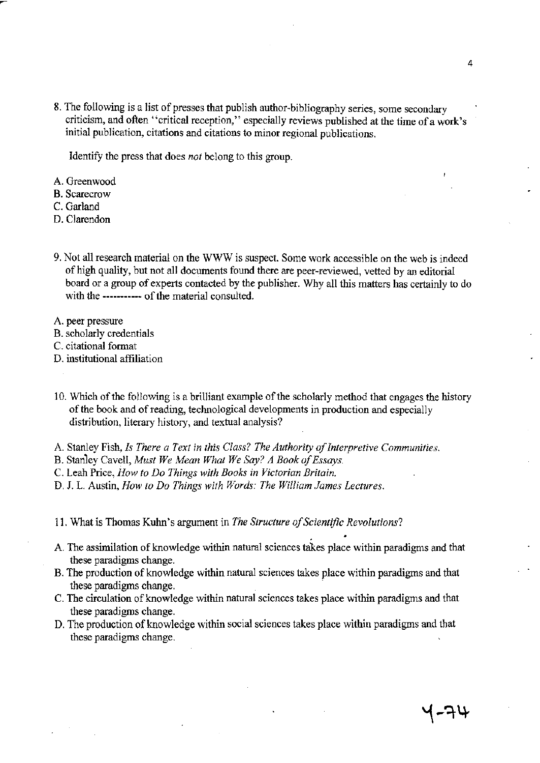8. The following is a list of presses that publish author-bibliography series, some secondary criticism, and often "critical reception," especially reviews published at the time of a work's initial publication, citations and citations to minor regional publications.

   Identify the press that does *not* belong to this group.

A. Greenwood
B. Scarecrow
C. Garland
D. Clarendon

9. Not all research material on the WWW is suspect. Some work accessible on the web is indeed of high quality, but not all documents found there are peer-reviewed, vetted by an editorial board or a group of experts contacted by the publisher. Why all this matters has certainly to do with the ---------- of the material consulted.

A. peer pressure
B. scholarly credentials
C. citational format
D. institutional affiliation

10. Which of the following is a brilliant example of the scholarly method that engages the history of the book and of reading, technological developments in production and especially distribution, literary history, and textual analysis?

A. Stanley Fish, *Is There a Text in this Class? The Authority of Interpretive Communities.*
B. Stanley Cavell, *Must We Mean What We Say? A Book of Essays.*
C. Leah Price, *How to Do Things with Books in Victorian Britain.*
D. J. L. Austin, *How to Do Things with Words: The William James Lectures.*

11. What is Thomas Kuhn's argument in *The Structure of Scientific Revolutions*?

A. The assimilation of knowledge within natural sciences takes place within paradigms and that these paradigms change.
B. The production of knowledge within natural sciences takes place within paradigms and that these paradigms change.
C. The circulation of knowledge within natural sciences takes place within paradigms and that these paradigms change.
D. The production of knowledge within social sciences takes place within paradigms and that these paradigms change.

Y-74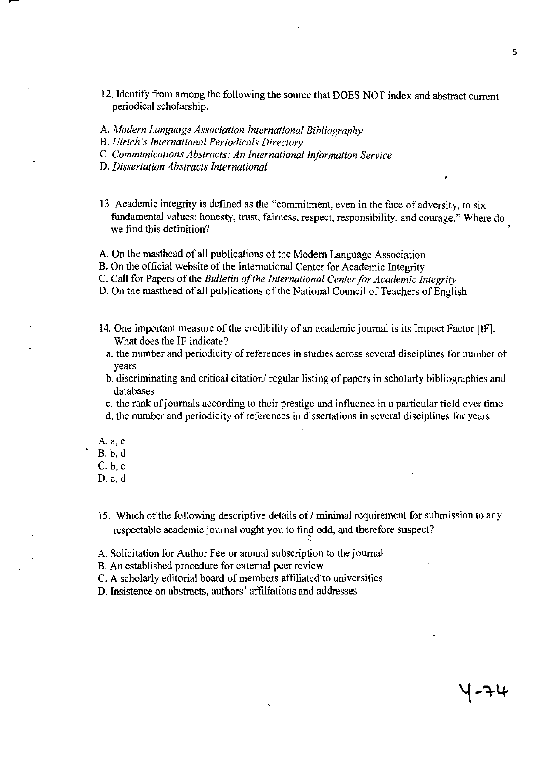12. Identify from among the following the source that DOES NOT index and abstract current periodical scholarship.

A. *Modern Language Association International Bibliography*
B. *Ulrich's International Periodicals Directory*
C. *Communications Abstracts: An International Information Service*
D. *Dissertation Abstracts International*

13. Academic integrity is defined as the "commitment, even in the face of adversity, to six fundamental values: honesty, trust, fairness, respect, responsibility, and courage." Where do we find this definition?

A. On the masthead of all publications of the Modern Language Association
B. On the official website of the International Center for Academic Integrity
C. Call for Papers of the *Bulletin of the International Center for Academic Integrity*
D. On the masthead of all publications of the National Council of Teachers of English

14. One important measure of the credibility of an academic journal is its Impact Factor [IF]. What does the IF indicate?

a. the number and periodicity of references in studies across several disciplines for number of years
b. discriminating and critical citation/ regular listing of papers in scholarly bibliographies and databases
c. the rank of journals according to their prestige and influence in a particular field over time
d. the number and periodicity of references in dissertations in several disciplines for years

A. a, c
B. b, d
C. b, c
D. c, d

15. Which of the following descriptive details of / minimal requirement for submission to any respectable academic journal ought you to find odd, and therefore suspect?

A. Solicitation for Author Fee or annual subscription to the journal
B. An established procedure for external peer review
C. A scholarly editorial board of members affiliated to universities
D. Insistence on abstracts, authors' affiliations and addresses

Y-74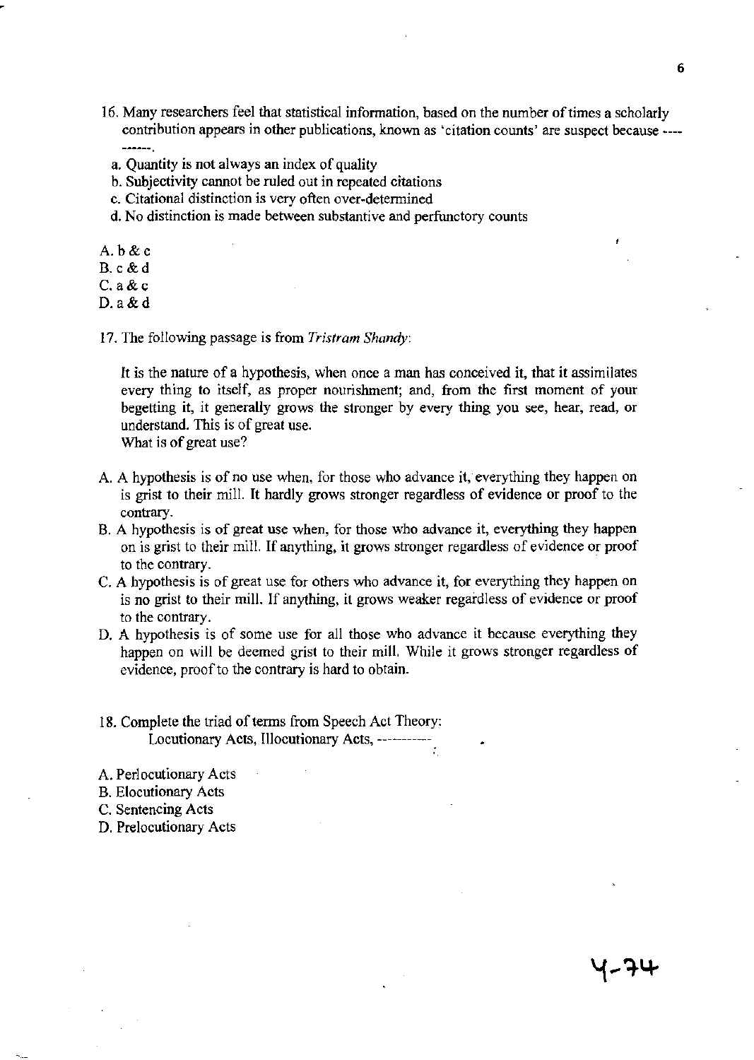16. Many researchers feel that statistical information, based on the number of times a scholarly contribution appears in other publications, known as 'citation counts' are suspect because -----------.

    a. Quantity is not always an index of quality
    b. Subjectivity cannot be ruled out in repeated citations
    c. Citational distinction is very often over-determined
    d. No distinction is made between substantive and perfunctory counts

A. b & c
B. c & d
C. a & c
D. a & d

17. The following passage is from *Tristram Shandy*:

    It is the nature of a hypothesis, when once a man has conceived it, that it assimilates every thing to itself, as proper nourishment; and, from the first moment of your begetting it, it generally grows the stronger by every thing you see, hear, read, or understand. This is of great use.
    What is of great use?

A. A hypothesis is of no use when, for those who advance it, everything they happen on is grist to their mill. It hardly grows stronger regardless of evidence or proof to the contrary.
B. A hypothesis is of great use when, for those who advance it, everything they happen on is grist to their mill. If anything, it grows stronger regardless of evidence or proof to the contrary.
C. A hypothesis is of great use for others who advance it, for everything they happen on is no grist to their mill. If anything, it grows weaker regardless of evidence or proof to the contrary.
D. A hypothesis is of some use for all those who advance it because everything they happen on will be deemed grist to their mill. While it grows stronger regardless of evidence, proof to the contrary is hard to obtain.

18. Complete the triad of terms from Speech Act Theory:
    Locutionary Acts, Illocutionary Acts, -----------

A. Perlocutionary Acts
B. Elocutionary Acts
C. Sentencing Acts
D. Prelocutionary Acts

Y-74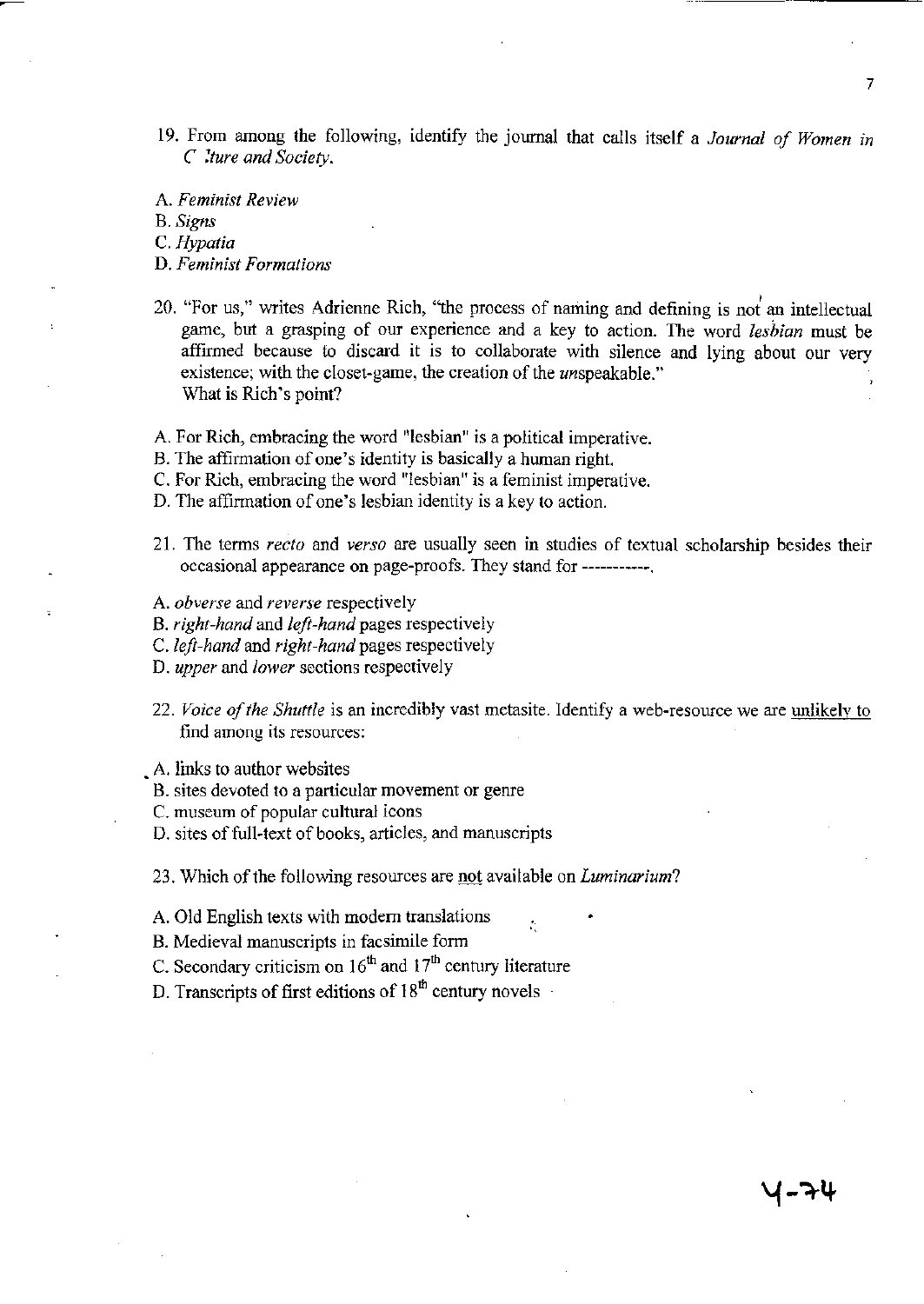19. From among the following, identify the journal that calls itself a *Journal of Women in C lture and Society*.

A. *Feminist Review*
B. *Signs*
C. *Hypatia*
D. *Feminist Formations*

20. "For us," writes Adrienne Rich, "the process of naming and defining is not an intellectual game, but a grasping of our experience and a key to action. The word *lesbian* must be affirmed because to discard it is to collaborate with silence and lying about our very existence; with the closet-game, the creation of the *un*speakable."
What is Rich's point?

A. For Rich, embracing the word "lesbian" is a political imperative.
B. The affirmation of one's identity is basically a human right.
C. For Rich, embracing the word "lesbian" is a feminist imperative.
D. The affirmation of one's lesbian identity is a key to action.

21. The terms *recto* and *verso* are usually seen in studies of textual scholarship besides their occasional appearance on page-proofs. They stand for -----------.

A. *obverse* and *reverse* respectively
B. *right-hand* and *left-hand* pages respectively
C. *left-hand* and *right-hand* pages respectively
D. *upper* and *lower* sections respectively

22. *Voice of the Shuttle* is an incredibly vast metasite. Identify a web-resource we are <u>unlikely to</u> find among its resources:

A. links to author websites
B. sites devoted to a particular movement or genre
C. museum of popular cultural icons
D. sites of full-text of books, articles, and manuscripts

23. Which of the following resources are <u>not</u> available on *Luminarium*?

A. Old English texts with modern translations
B. Medieval manuscripts in facsimile form
C. Secondary criticism on $16^{th}$ and $17^{th}$ century literature
D. Transcripts of first editions of $18^{th}$ century novels

Y-74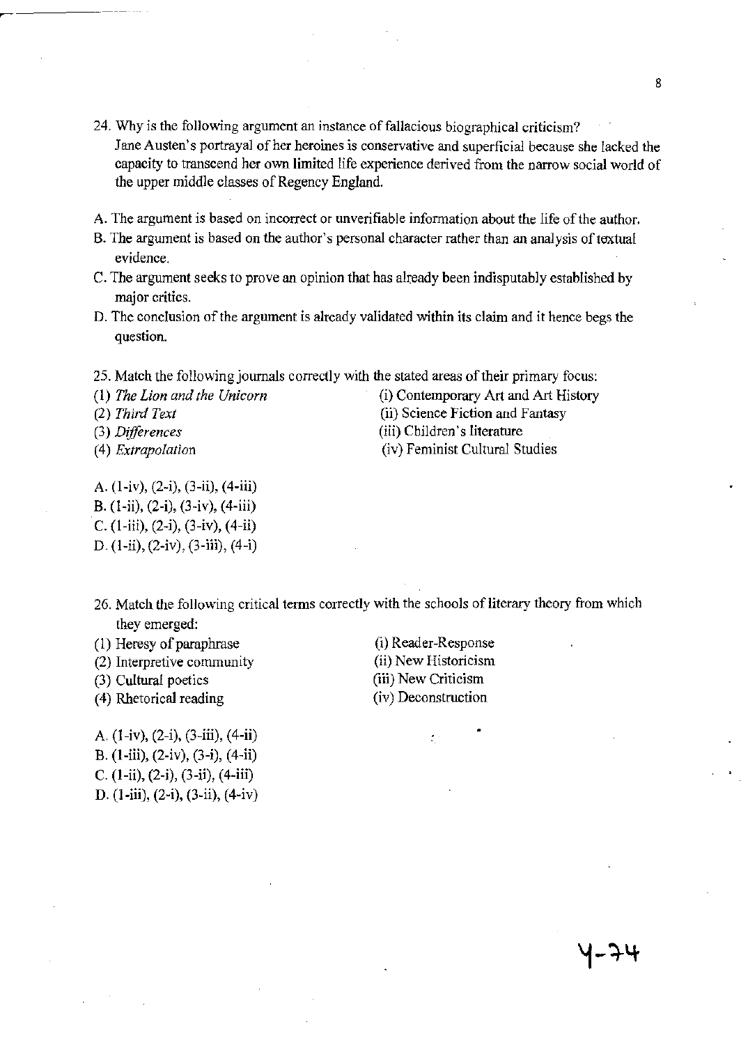24. Why is the following argument an instance of fallacious biographical criticism?
    Jane Austen's portrayal of her heroines is conservative and superficial because she lacked the capacity to transcend her own limited life experience derived from the narrow social world of the upper middle classes of Regency England.

A. The argument is based on incorrect or unverifiable information about the life of the author.
B. The argument is based on the author's personal character rather than an analysis of textual evidence.
C. The argument seeks to prove an opinion that has already been indisputably established by major critics.
D. The conclusion of the argument is already validated within its claim and it hence begs the question.

25. Match the following journals correctly with the stated areas of their primary focus:

(1) *The Lion and the Unicorn*
(2) *Third Text*
(3) *Differences*
(4) *Extrapolation*

(i) Contemporary Art and Art History
(ii) Science Fiction and Fantasy
(iii) Children's literature
(iv) Feminist Cultural Studies

A. (1-iv), (2-i), (3-ii), (4-iii)
B. (1-ii), (2-i), (3-iv), (4-iii)
C. (1-iii), (2-i), (3-iv), (4-ii)
D. (1-ii), (2-iv), (3-iii), (4-i)

26. Match the following critical terms correctly with the schools of literary theory from which they emerged:

(1) Heresy of paraphrase
(2) Interpretive community
(3) Cultural poetics
(4) Rhetorical reading

(i) Reader-Response
(ii) New Historicism
(iii) New Criticism
(iv) Deconstruction

A. (1-iv), (2-i), (3-iii), (4-ii)
B. (1-iii), (2-iv), (3-i), (4-ii)
C. (1-ii), (2-i), (3-ii), (4-iii)
D. (1-iii), (2-i), (3-ii), (4-iv)

Y-74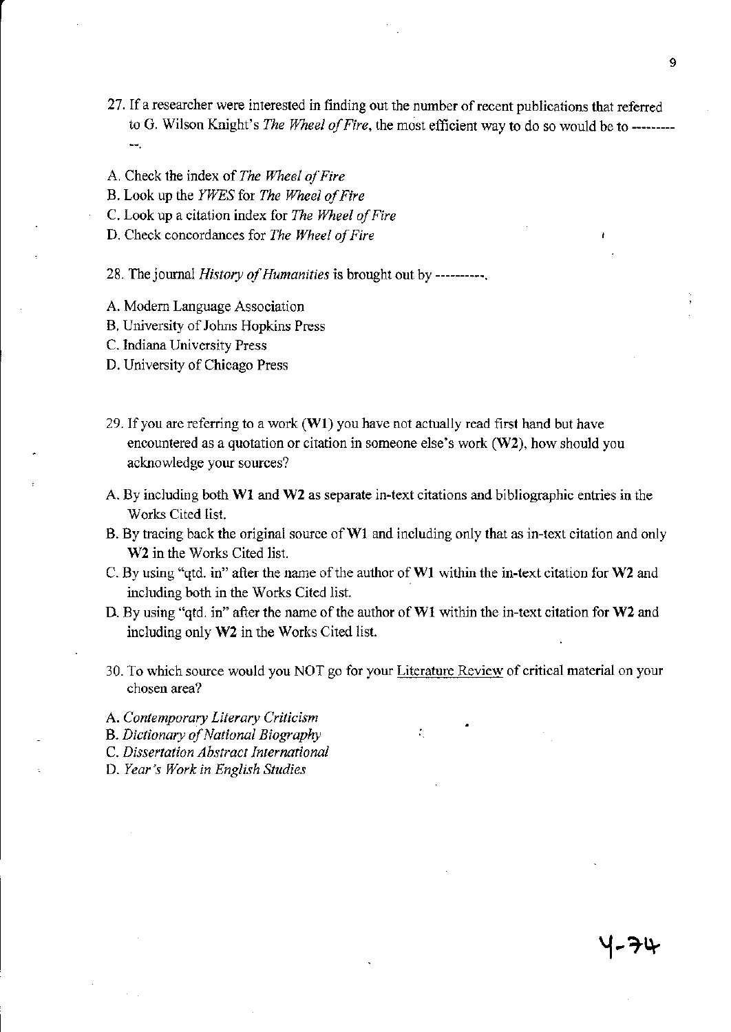27. If a researcher were interested in finding out the number of recent publications that referred to G. Wilson Knight's *The Wheel of Fire*, the most efficient way to do so would be to -----------.

A. Check the index of *The Wheel of Fire*
B. Look up the *YWES* for *The Wheel of Fire*
C. Look up a citation index for *The Wheel of Fire*
D. Check concordances for *The Wheel of Fire*

28. The journal *History of Humanities* is brought out by ----------.

A. Modern Language Association
B. University of Johns Hopkins Press
C. Indiana University Press
D. University of Chicago Press

29. If you are referring to a work (**W1**) you have not actually read first hand but have encountered as a quotation or citation in someone else's work (**W2**), how should you acknowledge your sources?

A. By including both **W1** and **W2** as separate in-text citations and bibliographic entries in the Works Cited list.
B. By tracing back the original source of W1 and including only that as in-text citation and only **W2** in the Works Cited list.
C. By using "qtd. in" after the name of the author of **W1** within the in-text citation for **W2** and including both in the Works Cited list.
D. By using "qtd. in" after the name of the author of **W1** within the in-text citation for **W2** and including only **W2** in the Works Cited list.

30. To which source would you NOT go for your Literature Review of critical material on your chosen area?

A. *Contemporary Literary Criticism*
B. *Dictionary of National Biography*
C. *Dissertation Abstract International*
D. *Year's Work in English Studies*

Y-74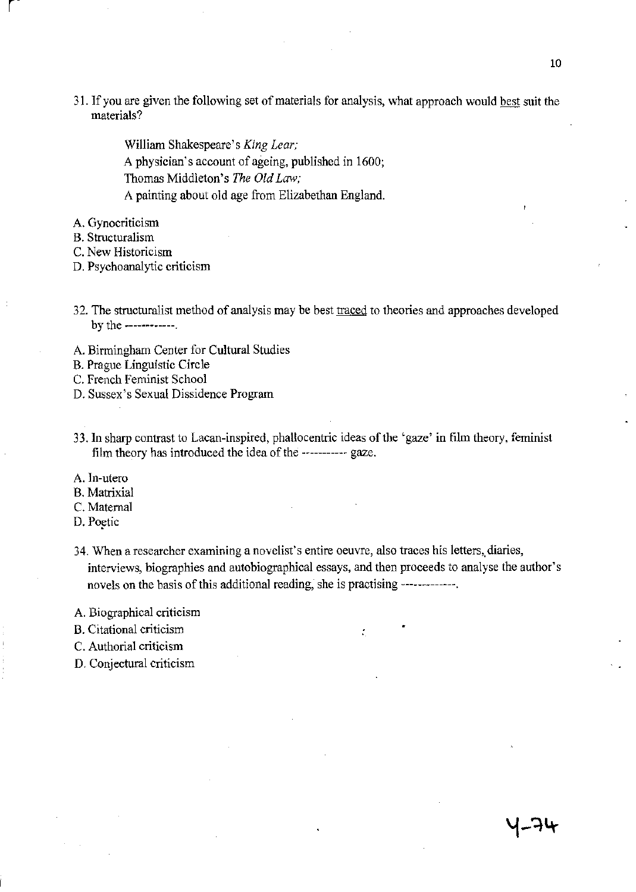31. If you are given the following set of materials for analysis, what approach would <u>best</u> suit the materials?

    William Shakespeare's *King Lear;*
    A physician's account of ageing, published in 1600;
    Thomas Middleton's *The Old Law;*
    A painting about old age from Elizabethan England.

A. Gynocriticism
B. Structuralism
C. New Historicism
D. Psychoanalytic criticism

32. The structuralist method of analysis may be best <u>traced</u> to theories and approaches developed by the ------------.

A. Birmingham Center for Cultural Studies
B. Prague Linguistic Circle
C. French Feminist School
D. Sussex's Sexual Dissidence Program

33. In sharp contrast to Lacan-inspired, phallocentric ideas of the 'gaze' in film theory, feminist film theory has introduced the idea of the ----------- gaze.

A. In-utero
B. Matrixial
C. Maternal
D. Poetic

34. When a researcher examining a novelist's entire oeuvre, also traces his letters, diaries, interviews, biographies and autobiographical essays, and then proceeds to analyse the author's novels on the basis of this additional reading, she is practising -------------.

A. Biographical criticism
B. Citational criticism
C. Authorial criticism
D. Conjectural criticism

Y-74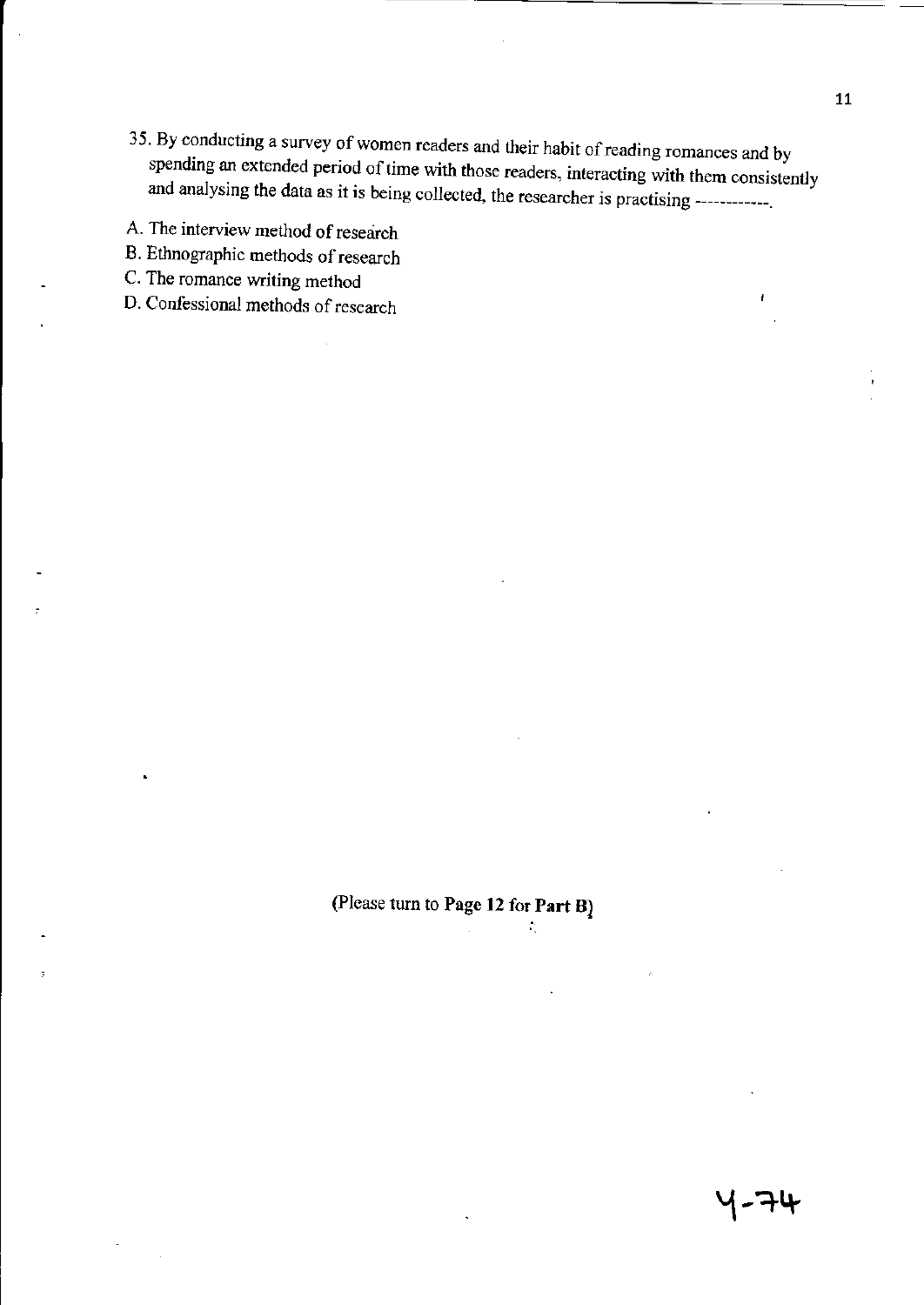35. By conducting a survey of women readers and their habit of reading romances and by spending an extended period of time with those readers, interacting with them consistently and analysing the data as it is being collected, the researcher is practising ------------.

A. The interview method of research
B. Ethnographic methods of research
C. The romance writing method
D. Confessional methods of research

(Please turn to **Page 12** for **Part B**)

Y-74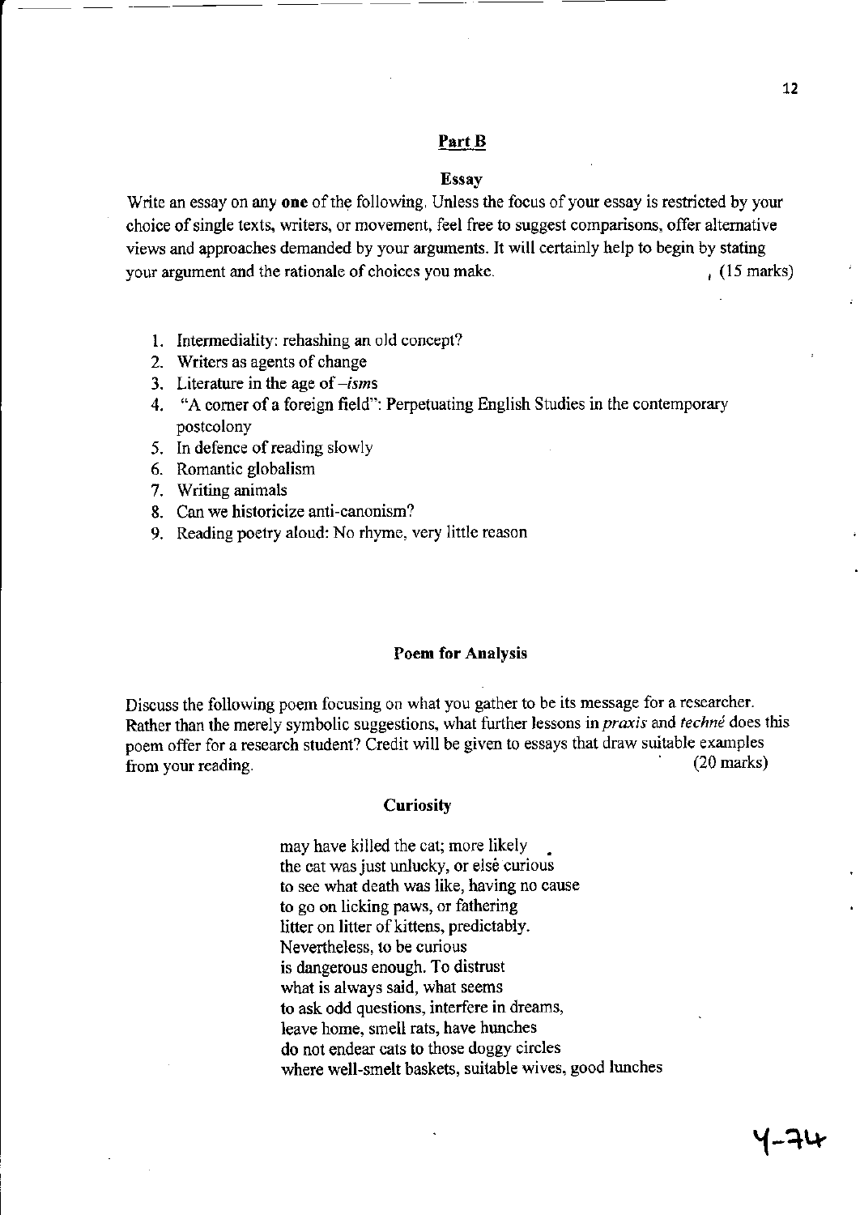## Part B

### Essay

Write an essay on any **one** of the following. Unless the focus of your essay is restricted by your choice of single texts, writers, or movement, feel free to suggest comparisons, offer alternative views and approaches demanded by your arguments. It will certainly help to begin by stating your argument and the rationale of choices you make. (15 marks)

1. Intermediality: rehashing an old concept?
2. Writers as agents of change
3. Literature in the age of *–isms*
4. "A corner of a foreign field": Perpetuating English Studies in the contemporary postcolony
5. In defence of reading slowly
6. Romantic globalism
7. Writing animals
8. Can we historicize anti-canonism?
9. Reading poetry aloud: No rhyme, very little reason

### Poem for Analysis

Discuss the following poem focusing on what you gather to be its message for a researcher. Rather than the merely symbolic suggestions, what further lessons in *praxis* and *techné* does this poem offer for a research student? Credit will be given to essays that draw suitable examples from your reading. (20 marks)

**Curiosity**

may have killed the cat; more likely
the cat was just unlucky, or else curious
to see what death was like, having no cause
to go on licking paws, or fathering
litter on litter of kittens, predictably.
Nevertheless, to be curious
is dangerous enough. To distrust
what is always said, what seems
to ask odd questions, interfere in dreams,
leave home, smell rats, have hunches
do not endear cats to those doggy circles
where well-smelt baskets, suitable wives, good lunches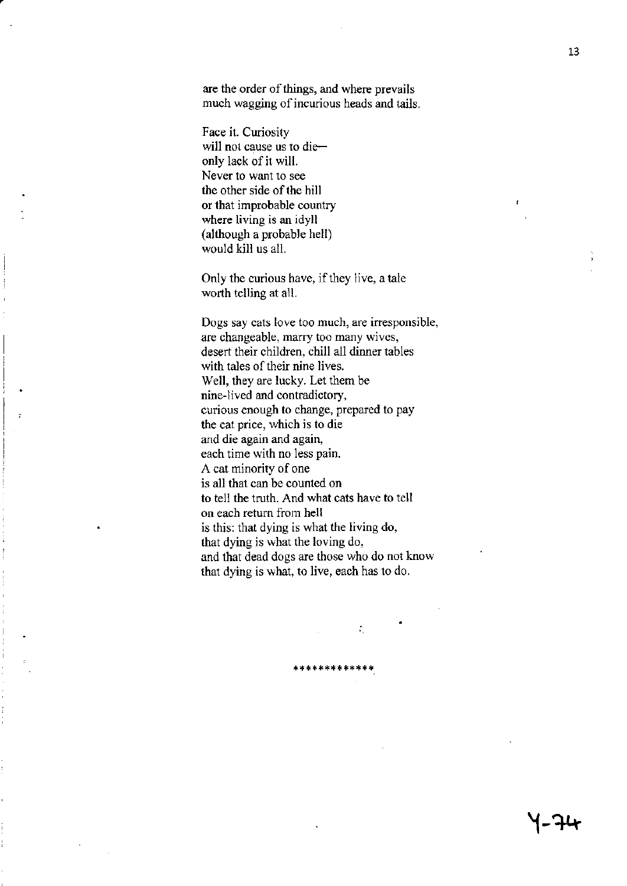are the order of things, and where prevails
much wagging of incurious heads and tails.

Face it. Curiosity
will not cause us to die—
only lack of it will.
Never to want to see
the other side of the hill
or that improbable country
where living is an idyll
(although a probable hell)
would kill us all.

Only the curious have, if they live, a tale
worth telling at all.

Dogs say cats love too much, are irresponsible,
are changeable, marry too many wives,
desert their children, chill all dinner tables
with tales of their nine lives.
Well, they are lucky. Let them be
nine-lived and contradictory,
curious enough to change, prepared to pay
the cat price, which is to die
and die again and again,
each time with no less pain.
A cat minority of one
is all that can be counted on
to tell the truth. And what cats have to tell
on each return from hell
is this: that dying is what the living do,
that dying is what the loving do,
and that dead dogs are those who do not know
that dying is what, to live, each has to do.

*************

Y-74